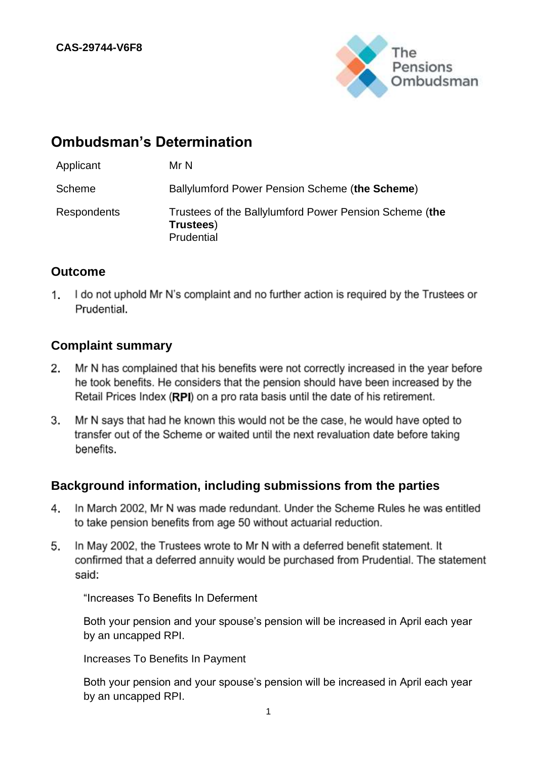**CAS-29744-V6F8**

# Ombudsman's Determination

| | |
|---|---|
| Applicant | Mr N |
| Scheme | Ballylumford Power Pension Scheme (**the Scheme**) |
| Respondents | Trustees of the Ballylumford Power Pension Scheme (**the Trustees**)<br>Prudential |

## Outcome

1. I do not uphold Mr N's complaint and no further action is required by the Trustees or Prudential.

## Complaint summary

2. Mr N has complained that his benefits were not correctly increased in the year before he took benefits. He considers that the pension should have been increased by the Retail Prices Index (**RPI**) on a pro rata basis until the date of his retirement.

3. Mr N says that had he known this would not be the case, he would have opted to transfer out of the Scheme or waited until the next revaluation date before taking benefits.

## Background information, including submissions from the parties

4. In March 2002, Mr N was made redundant. Under the Scheme Rules he was entitled to take pension benefits from age 50 without actuarial reduction.

5. In May 2002, the Trustees wrote to Mr N with a deferred benefit statement. It confirmed that a deferred annuity would be purchased from Prudential. The statement said:

   "Increases To Benefits In Deferment

   Both your pension and your spouse's pension will be increased in April each year by an uncapped RPI.

   Increases To Benefits In Payment

   Both your pension and your spouse's pension will be increased in April each year by an uncapped RPI.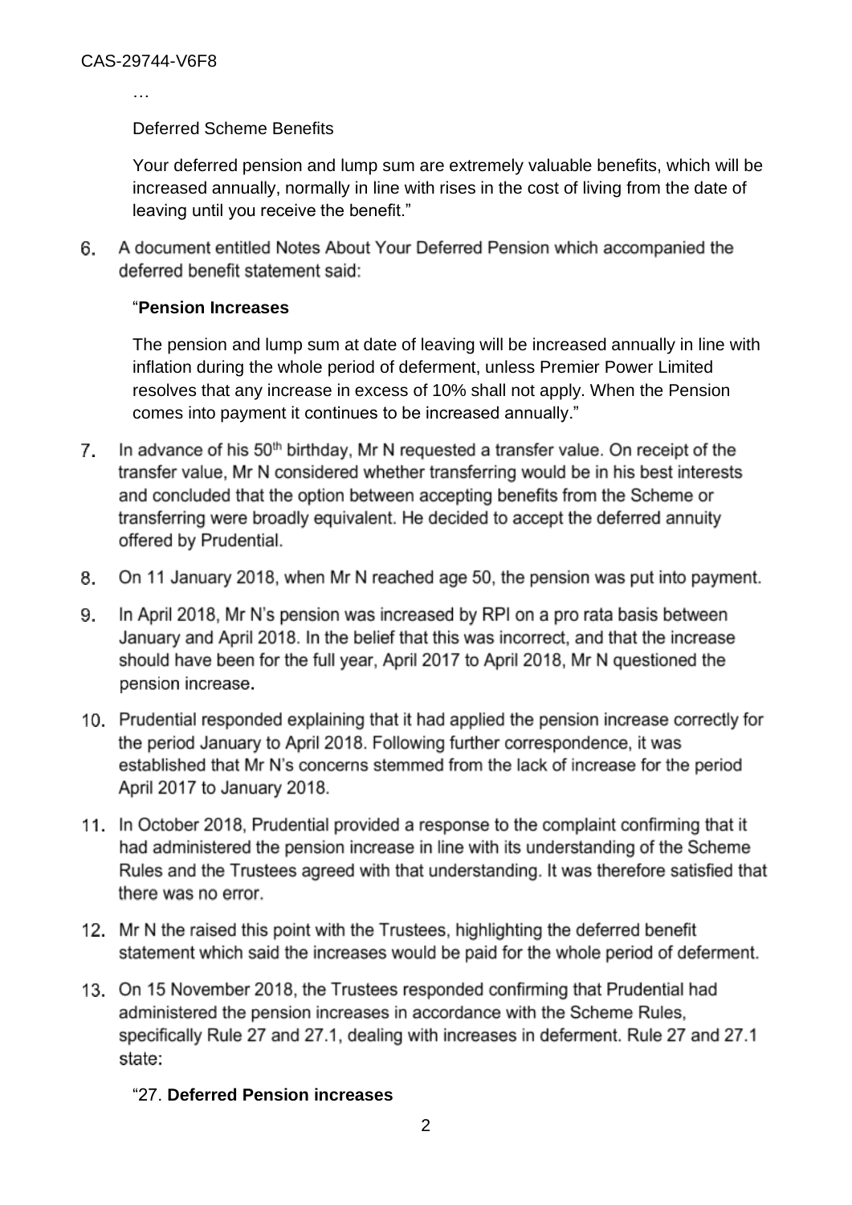…

Deferred Scheme Benefits

Your deferred pension and lump sum are extremely valuable benefits, which will be increased annually, normally in line with rises in the cost of living from the date of leaving until you receive the benefit."

6. A document entitled Notes About Your Deferred Pension which accompanied the deferred benefit statement said:

   "**Pension Increases**

   The pension and lump sum at date of leaving will be increased annually in line with inflation during the whole period of deferment, unless Premier Power Limited resolves that any increase in excess of 10% shall not apply. When the Pension comes into payment it continues to be increased annually."

7. In advance of his 50th birthday, Mr N requested a transfer value. On receipt of the transfer value, Mr N considered whether transferring would be in his best interests and concluded that the option between accepting benefits from the Scheme or transferring were broadly equivalent. He decided to accept the deferred annuity offered by Prudential.

8. On 11 January 2018, when Mr N reached age 50, the pension was put into payment.

9. In April 2018, Mr N's pension was increased by RPI on a pro rata basis between January and April 2018. In the belief that this was incorrect, and that the increase should have been for the full year, April 2017 to April 2018, Mr N questioned the pension increase.

10. Prudential responded explaining that it had applied the pension increase correctly for the period January to April 2018. Following further correspondence, it was established that Mr N's concerns stemmed from the lack of increase for the period April 2017 to January 2018.

11. In October 2018, Prudential provided a response to the complaint confirming that it had administered the pension increase in line with its understanding of the Scheme Rules and the Trustees agreed with that understanding. It was therefore satisfied that there was no error.

12. Mr N the raised this point with the Trustees, highlighting the deferred benefit statement which said the increases would be paid for the whole period of deferment.

13. On 15 November 2018, the Trustees responded confirming that Prudential had administered the pension increases in accordance with the Scheme Rules, specifically Rule 27 and 27.1, dealing with increases in deferment. Rule 27 and 27.1 state:

    "27. **Deferred Pension increases**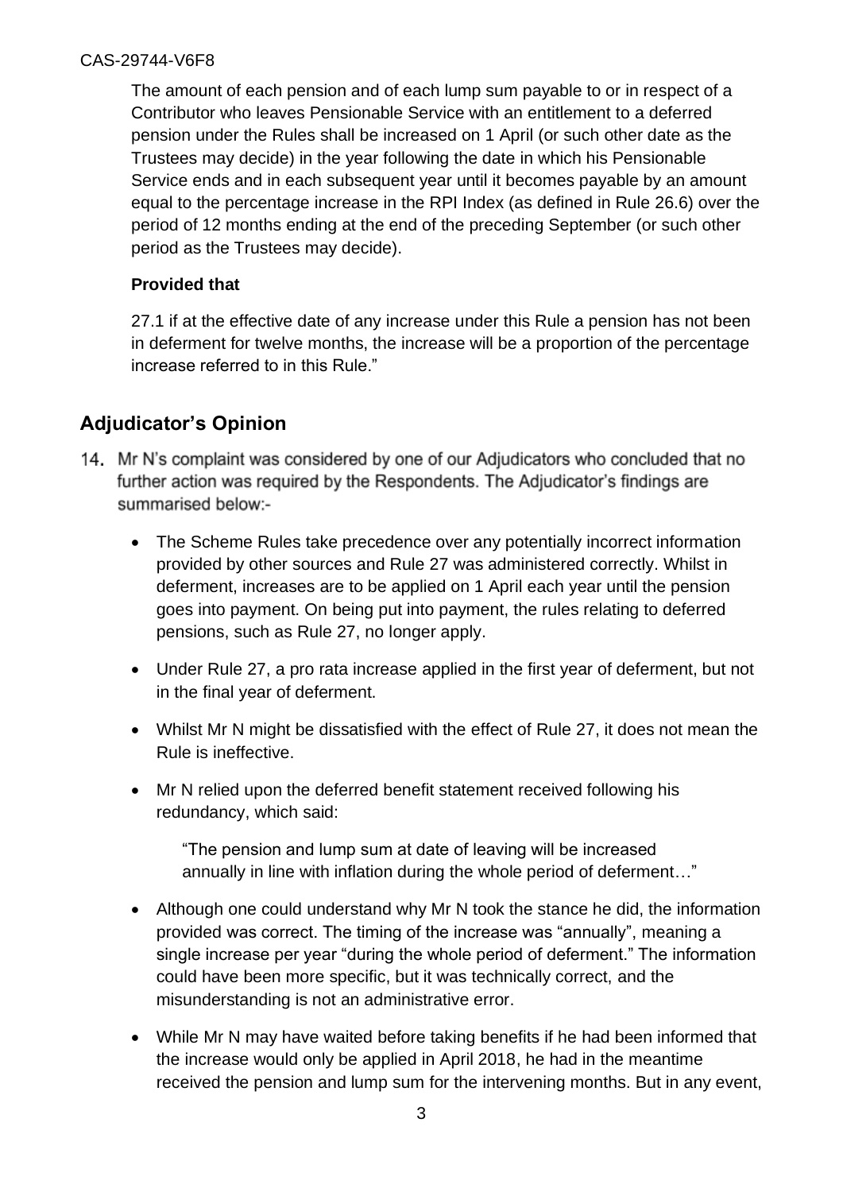The amount of each pension and of each lump sum payable to or in respect of a Contributor who leaves Pensionable Service with an entitlement to a deferred pension under the Rules shall be increased on 1 April (or such other date as the Trustees may decide) in the year following the date in which his Pensionable Service ends and in each subsequent year until it becomes payable by an amount equal to the percentage increase in the RPI Index (as defined in Rule 26.6) over the period of 12 months ending at the end of the preceding September (or such other period as the Trustees may decide).

**Provided that**

27.1 if at the effective date of any increase under this Rule a pension has not been in deferment for twelve months, the increase will be a proportion of the percentage increase referred to in this Rule."

## Adjudicator's Opinion

14. Mr N's complaint was considered by one of our Adjudicators who concluded that no further action was required by the Respondents. The Adjudicator's findings are summarised below:-

- The Scheme Rules take precedence over any potentially incorrect information provided by other sources and Rule 27 was administered correctly. Whilst in deferment, increases are to be applied on 1 April each year until the pension goes into payment. On being put into payment, the rules relating to deferred pensions, such as Rule 27, no longer apply.

- Under Rule 27, a pro rata increase applied in the first year of deferment, but not in the final year of deferment.

- Whilst Mr N might be dissatisfied with the effect of Rule 27, it does not mean the Rule is ineffective.

- Mr N relied upon the deferred benefit statement received following his redundancy, which said:

  "The pension and lump sum at date of leaving will be increased annually in line with inflation during the whole period of deferment…"

- Although one could understand why Mr N took the stance he did, the information provided was correct. The timing of the increase was "annually", meaning a single increase per year "during the whole period of deferment." The information could have been more specific, but it was technically correct, and the misunderstanding is not an administrative error.

- While Mr N may have waited before taking benefits if he had been informed that the increase would only be applied in April 2018, he had in the meantime received the pension and lump sum for the intervening months. But in any event,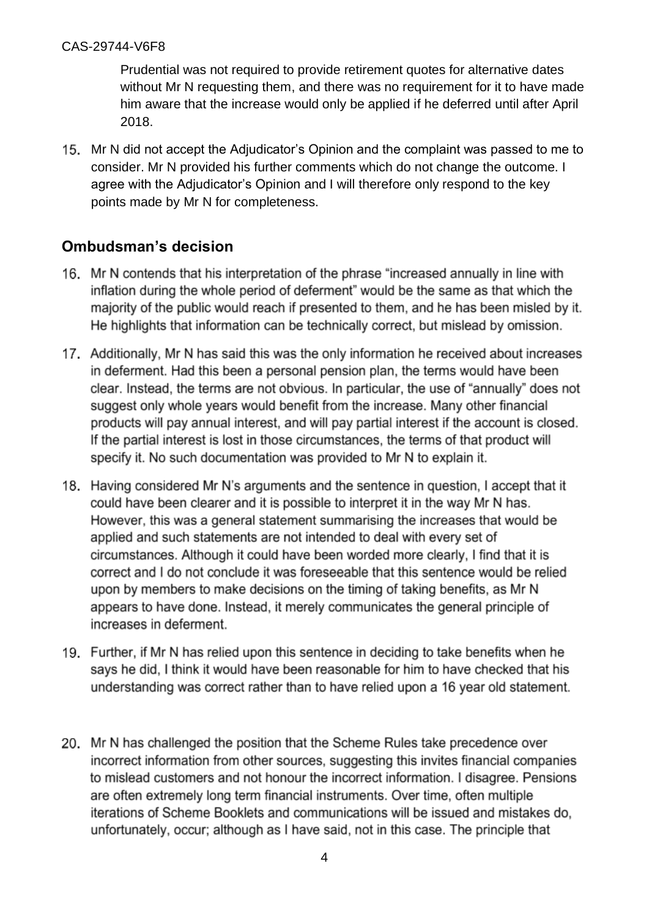Prudential was not required to provide retirement quotes for alternative dates without Mr N requesting them, and there was no requirement for it to have made him aware that the increase would only be applied if he deferred until after April 2018.

15. Mr N did not accept the Adjudicator's Opinion and the complaint was passed to me to consider. Mr N provided his further comments which do not change the outcome. I agree with the Adjudicator's Opinion and I will therefore only respond to the key points made by Mr N for completeness.

## Ombudsman's decision

16. Mr N contends that his interpretation of the phrase "increased annually in line with inflation during the whole period of deferment" would be the same as that which the majority of the public would reach if presented to them, and he has been misled by it. He highlights that information can be technically correct, but mislead by omission.

17. Additionally, Mr N has said this was the only information he received about increases in deferment. Had this been a personal pension plan, the terms would have been clear. Instead, the terms are not obvious. In particular, the use of "annually" does not suggest only whole years would benefit from the increase. Many other financial products will pay annual interest, and will pay partial interest if the account is closed. If the partial interest is lost in those circumstances, the terms of that product will specify it. No such documentation was provided to Mr N to explain it.

18. Having considered Mr N's arguments and the sentence in question, I accept that it could have been clearer and it is possible to interpret it in the way Mr N has. However, this was a general statement summarising the increases that would be applied and such statements are not intended to deal with every set of circumstances. Although it could have been worded more clearly, I find that it is correct and I do not conclude it was foreseeable that this sentence would be relied upon by members to make decisions on the timing of taking benefits, as Mr N appears to have done. Instead, it merely communicates the general principle of increases in deferment.

19. Further, if Mr N has relied upon this sentence in deciding to take benefits when he says he did, I think it would have been reasonable for him to have checked that his understanding was correct rather than to have relied upon a 16 year old statement.

20. Mr N has challenged the position that the Scheme Rules take precedence over incorrect information from other sources, suggesting this invites financial companies to mislead customers and not honour the incorrect information. I disagree. Pensions are often extremely long term financial instruments. Over time, often multiple iterations of Scheme Booklets and communications will be issued and mistakes do, unfortunately, occur; although as I have said, not in this case. The principle that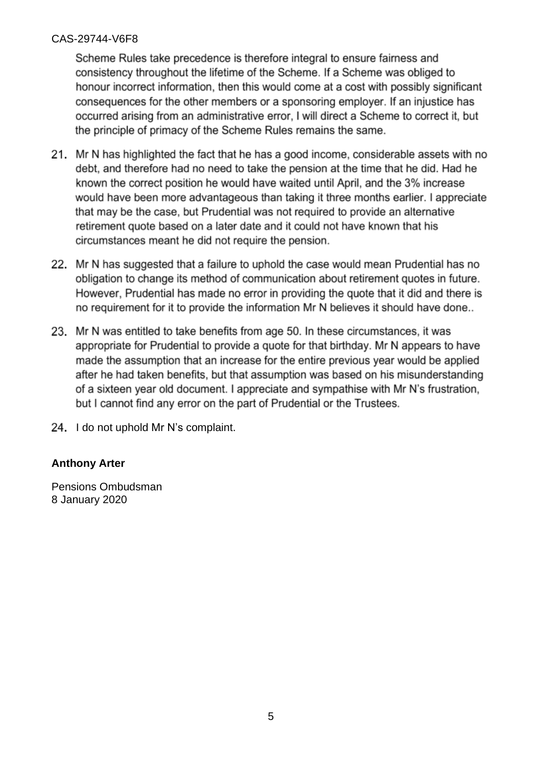Scheme Rules take precedence is therefore integral to ensure fairness and consistency throughout the lifetime of the Scheme. If a Scheme was obliged to honour incorrect information, then this would come at a cost with possibly significant consequences for the other members or a sponsoring employer. If an injustice has occurred arising from an administrative error, I will direct a Scheme to correct it, but the principle of primacy of the Scheme Rules remains the same.

21. Mr N has highlighted the fact that he has a good income, considerable assets with no debt, and therefore had no need to take the pension at the time that he did. Had he known the correct position he would have waited until April, and the 3% increase would have been more advantageous than taking it three months earlier. I appreciate that may be the case, but Prudential was not required to provide an alternative retirement quote based on a later date and it could not have known that his circumstances meant he did not require the pension.

22. Mr N has suggested that a failure to uphold the case would mean Prudential has no obligation to change its method of communication about retirement quotes in future. However, Prudential has made no error in providing the quote that it did and there is no requirement for it to provide the information Mr N believes it should have done..

23. Mr N was entitled to take benefits from age 50. In these circumstances, it was appropriate for Prudential to provide a quote for that birthday. Mr N appears to have made the assumption that an increase for the entire previous year would be applied after he had taken benefits, but that assumption was based on his misunderstanding of a sixteen year old document. I appreciate and sympathise with Mr N's frustration, but I cannot find any error on the part of Prudential or the Trustees.

24. I do not uphold Mr N's complaint.

**Anthony Arter**

Pensions Ombudsman
8 January 2020